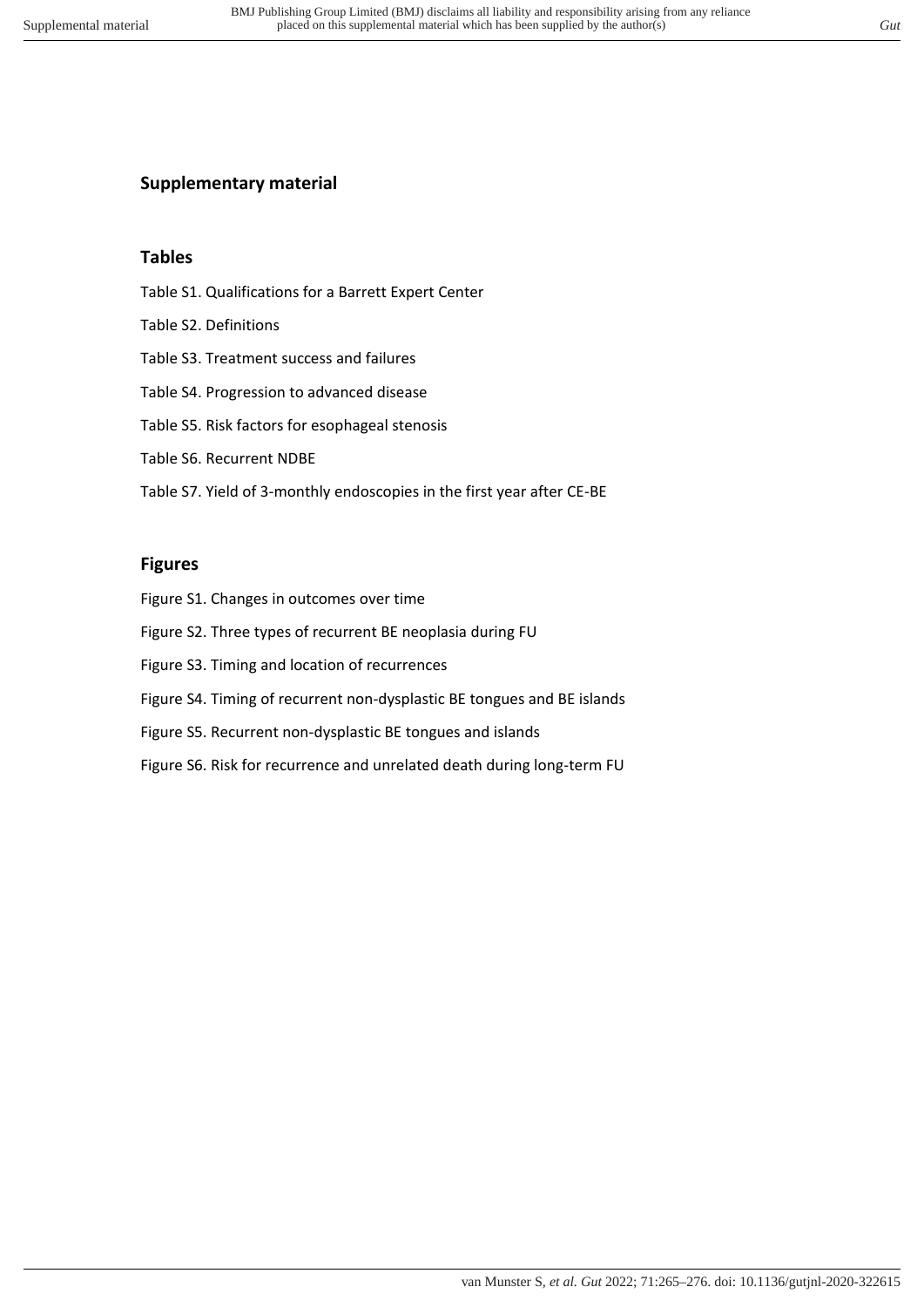## Supplementary material

### Tables

Table S1. Qualifications for a Barrett Expert Center

Table S2. Definitions

Table S3. Treatment success and failures

Table S4. Progression to advanced disease

Table S5. Risk factors for esophageal stenosis

Table S6. Recurrent NDBE

Table S7. Yield of 3-monthly endoscopies in the first year after CE-BE

### Figures

Figure S1. Changes in outcomes over time

Figure S2. Three types of recurrent BE neoplasia during FU

Figure S3. Timing and location of recurrences

Figure S4. Timing of recurrent non-dysplastic BE tongues and BE islands

Figure S5. Recurrent non-dysplastic BE tongues and islands

Figure S6. Risk for recurrence and unrelated death during long-term FU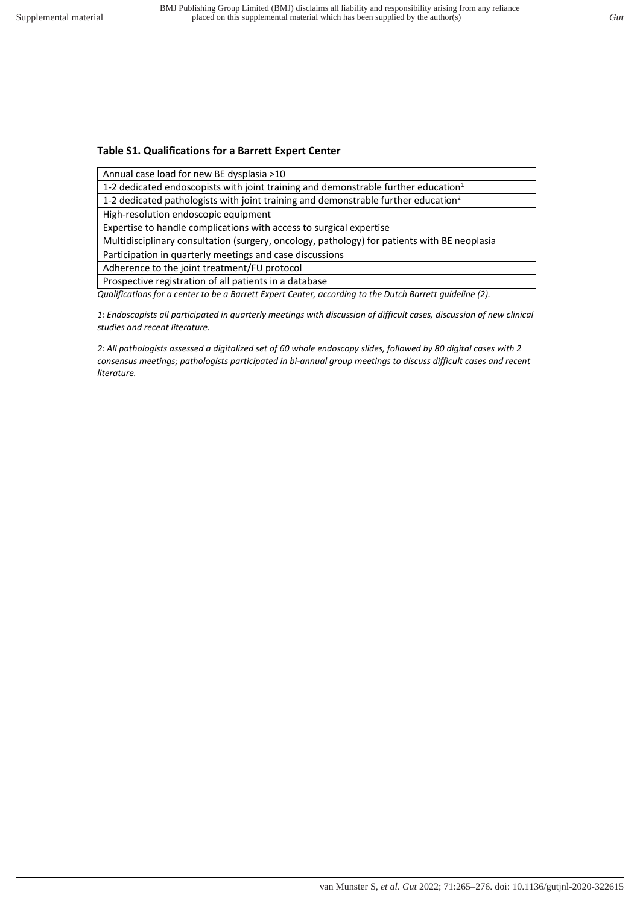### Table S1. Qualifications for a Barrett Expert Center

| |
|---|
| Annual case load for new BE dysplasia >10 |
| 1-2 dedicated endoscopists with joint training and demonstrable further education[1] |
| 1-2 dedicated pathologists with joint training and demonstrable further education[2] |
| High-resolution endoscopic equipment |
| Expertise to handle complications with access to surgical expertise |
| Multidisciplinary consultation (surgery, oncology, pathology) for patients with BE neoplasia |
| Participation in quarterly meetings and case discussions |
| Adherence to the joint treatment/FU protocol |
| Prospective registration of all patients in a database |

*Qualifications for a center to be a Barrett Expert Center, according to the Dutch Barrett guideline (2).*

*1: Endoscopists all participated in quarterly meetings with discussion of difficult cases, discussion of new clinical studies and recent literature.*

*2: All pathologists assessed a digitalized set of 60 whole endoscopy slides, followed by 80 digital cases with 2 consensus meetings; pathologists participated in bi-annual group meetings to discuss difficult cases and recent literature.*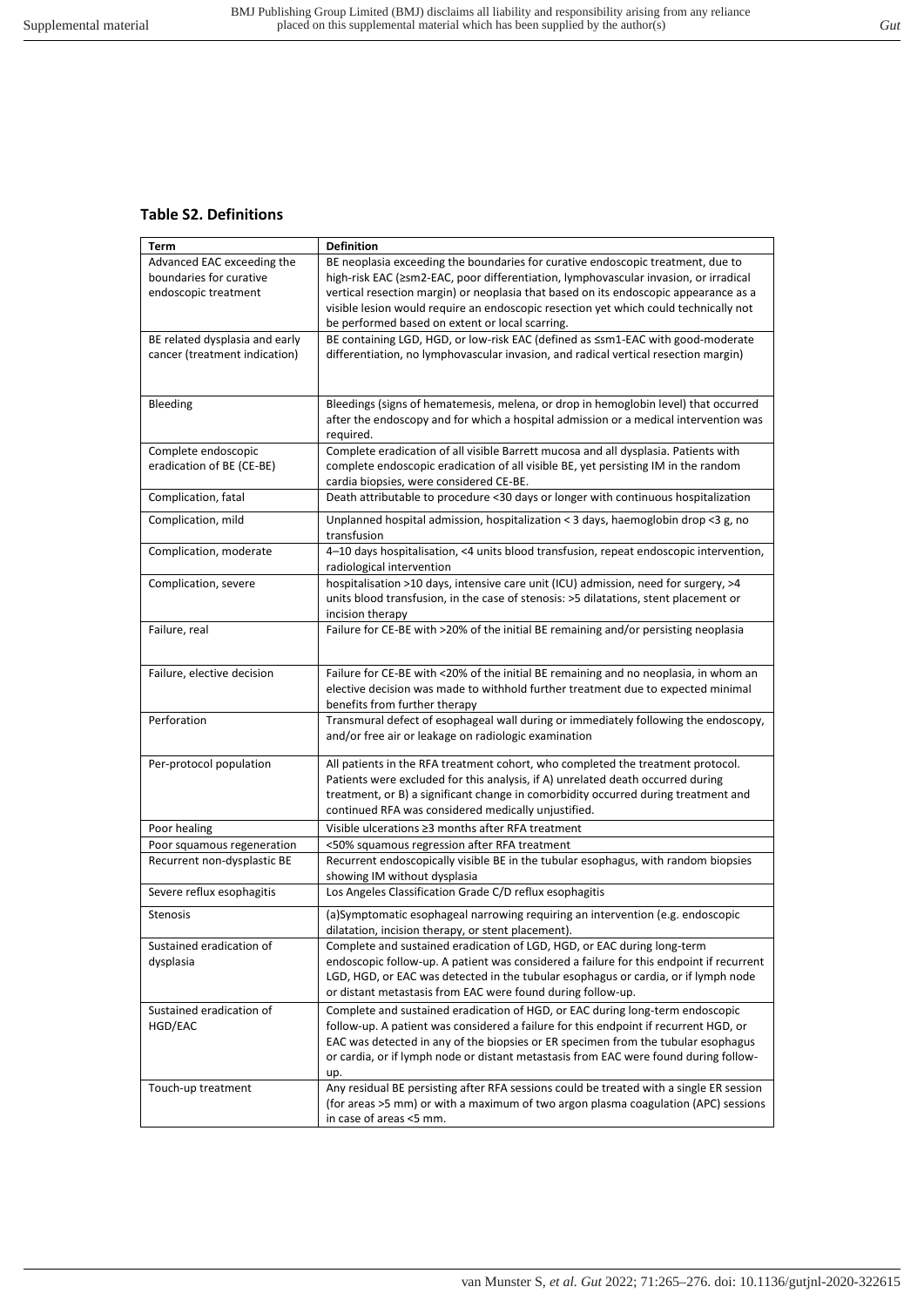### Table S2. Definitions

| Term | Definition |
|---|---|
| Advanced EAC exceeding the boundaries for curative endoscopic treatment | BE neoplasia exceeding the boundaries for curative endoscopic treatment, due to high-risk EAC (≥sm2-EAC, poor differentiation, lymphovascular invasion, or irradical vertical resection margin) or neoplasia that based on its endoscopic appearance as a visible lesion would require an endoscopic resection yet which could technically not be performed based on extent or local scarring. |
| BE related dysplasia and early cancer (treatment indication) | BE containing LGD, HGD, or low-risk EAC (defined as ≤sm1-EAC with good-moderate differentiation, no lymphovascular invasion, and radical vertical resection margin) |
| Bleeding | Bleedings (signs of hematemesis, melena, or drop in hemoglobin level) that occurred after the endoscopy and for which a hospital admission or a medical intervention was required. |
| Complete endoscopic eradication of BE (CE-BE) | Complete eradication of all visible Barrett mucosa and all dysplasia. Patients with complete endoscopic eradication of all visible BE, yet persisting IM in the random cardia biopsies, were considered CE-BE. |
| Complication, fatal | Death attributable to procedure <30 days or longer with continuous hospitalization |
| Complication, mild | Unplanned hospital admission, hospitalization < 3 days, haemoglobin drop <3 g, no transfusion |
| Complication, moderate | 4–10 days hospitalisation, <4 units blood transfusion, repeat endoscopic intervention, radiological intervention |
| Complication, severe | hospitalisation >10 days, intensive care unit (ICU) admission, need for surgery, >4 units blood transfusion, in the case of stenosis: >5 dilatations, stent placement or incision therapy |
| Failure, real | Failure for CE-BE with >20% of the initial BE remaining and/or persisting neoplasia |
| Failure, elective decision | Failure for CE-BE with <20% of the initial BE remaining and no neoplasia, in whom an elective decision was made to withhold further treatment due to expected minimal benefits from further therapy |
| Perforation | Transmural defect of esophageal wall during or immediately following the endoscopy, and/or free air or leakage on radiologic examination |
| Per-protocol population | All patients in the RFA treatment cohort, who completed the treatment protocol. Patients were excluded for this analysis, if A) unrelated death occurred during treatment, or B) a significant change in comorbidity occurred during treatment and continued RFA was considered medically unjustified. |
| Poor healing | Visible ulcerations ≥3 months after RFA treatment |
| Poor squamous regeneration | <50% squamous regression after RFA treatment |
| Recurrent non-dysplastic BE | Recurrent endoscopically visible BE in the tubular esophagus, with random biopsies showing IM without dysplasia |
| Severe reflux esophagitis | Los Angeles Classification Grade C/D reflux esophagitis |
| Stenosis | (a)Symptomatic esophageal narrowing requiring an intervention (e.g. endoscopic dilatation, incision therapy, or stent placement). |
| Sustained eradication of dysplasia | Complete and sustained eradication of LGD, HGD, or EAC during long-term endoscopic follow-up. A patient was considered a failure for this endpoint if recurrent LGD, HGD, or EAC was detected in the tubular esophagus or cardia, or if lymph node or distant metastasis from EAC were found during follow-up. |
| Sustained eradication of HGD/EAC | Complete and sustained eradication of HGD, or EAC during long-term endoscopic follow-up. A patient was considered a failure for this endpoint if recurrent HGD, or EAC was detected in any of the biopsies or ER specimen from the tubular esophagus or cardia, or if lymph node or distant metastasis from EAC were found during follow-up. |
| Touch-up treatment | Any residual BE persisting after RFA sessions could be treated with a single ER session (for areas >5 mm) or with a maximum of two argon plasma coagulation (APC) sessions in case of areas <5 mm. |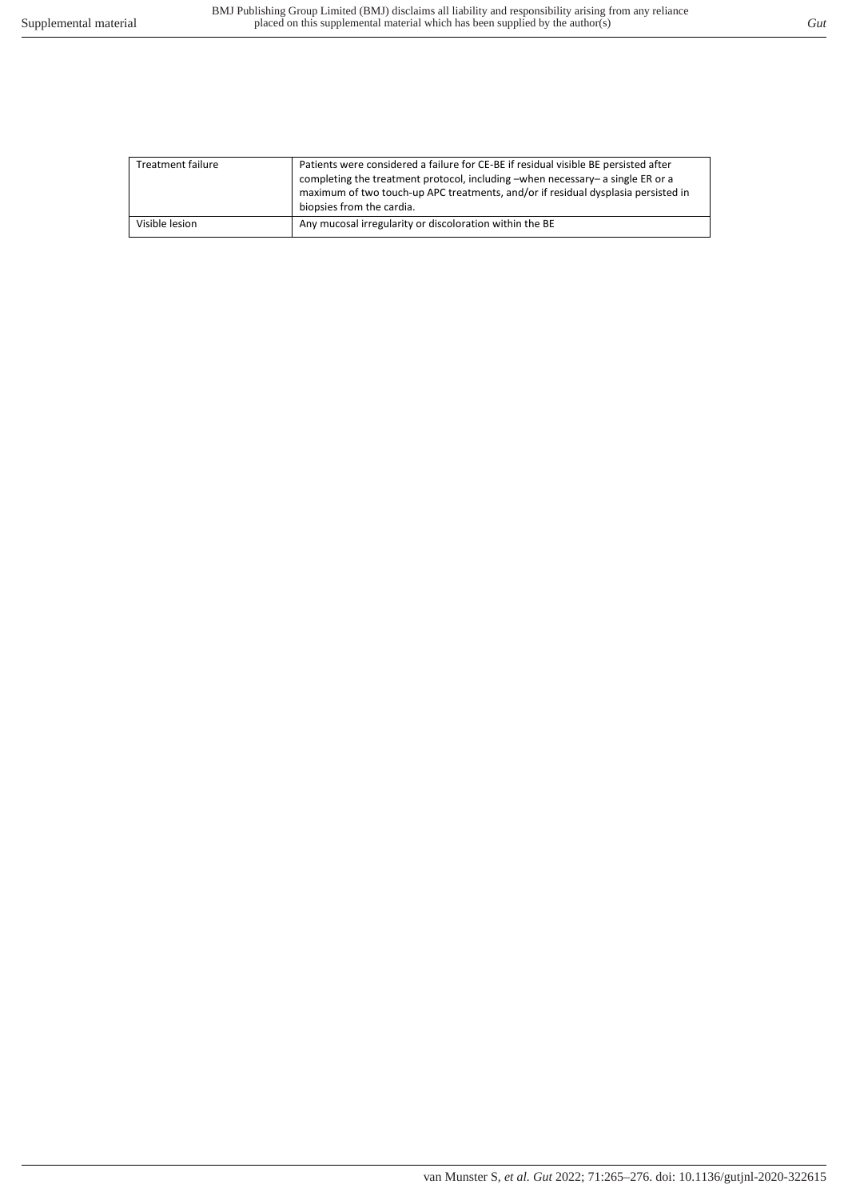| | |
|---|---|
| Treatment failure | Patients were considered a failure for CE-BE if residual visible BE persisted after completing the treatment protocol, including –when necessary– a single ER or a maximum of two touch-up APC treatments, and/or if residual dysplasia persisted in biopsies from the cardia. |
| Visible lesion | Any mucosal irregularity or discoloration within the BE |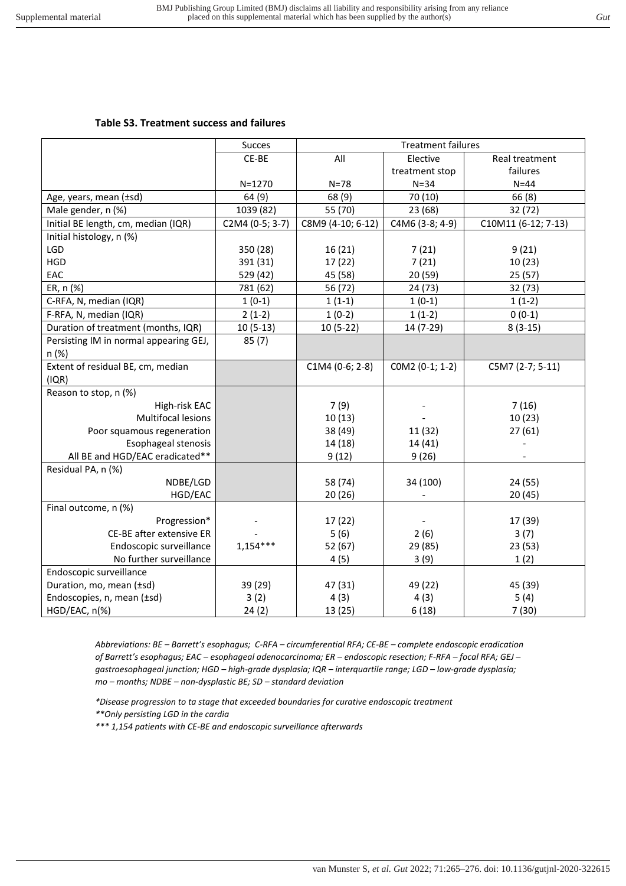**Table S3. Treatment success and failures**

| | Succes | Treatment failures | | |
|---|---|---|---|---|
| | CE-BE | All | Elective treatment stop | Real treatment failures |
| | N=1270 | N=78 | N=34 | N=44 |
| Age, years, mean (±sd) | 64 (9) | 68 (9) | 70 (10) | 66 (8) |
| Male gender, n (%) | 1039 (82) | 55 (70) | 23 (68) | 32 (72) |
| Initial BE length, cm, median (IQR) | C2M4 (0-5; 3-7) | C8M9 (4-10; 6-12) | C4M6 (3-8; 4-9) | C10M11 (6-12; 7-13) |
| Initial histology, n (%) | | | | |
| LGD | 350 (28) | 16 (21) | 7 (21) | 9 (21) |
| HGD | 391 (31) | 17 (22) | 7 (21) | 10 (23) |
| EAC | 529 (42) | 45 (58) | 20 (59) | 25 (57) |
| ER, n (%) | 781 (62) | 56 (72) | 24 (73) | 32 (73) |
| C-RFA, N, median (IQR) | 1 (0-1) | 1 (1-1) | 1 (0-1) | 1 (1-2) |
| F-RFA, N, median (IQR) | 2 (1-2) | 1 (0-2) | 1 (1-2) | 0 (0-1) |
| Duration of treatment (months, IQR) | 10 (5-13) | 10 (5-22) | 14 (7-29) | 8 (3-15) |
| Persisting IM in normal appearing GEJ, n (%) | 85 (7) | | | |
| Extent of residual BE, cm, median (IQR) | | C1M4 (0-6; 2-8) | C0M2 (0-1; 1-2) | C5M7 (2-7; 5-11) |
| Reason to stop, n (%) | | | | |
| High-risk EAC | | 7 (9) | - | 7 (16) |
| Multifocal lesions | | 10 (13) | - | 10 (23) |
| Poor squamous regeneration | | 38 (49) | 11 (32) | 27 (61) |
| Esophageal stenosis | | 14 (18) | 14 (41) | - |
| All BE and HGD/EAC eradicated** | | 9 (12) | 9 (26) | - |
| Residual PA, n (%) | | | | |
| NDBE/LGD | | 58 (74) | 34 (100) | 24 (55) |
| HGD/EAC | | 20 (26) | - | 20 (45) |
| Final outcome, n (%) | | | | |
| Progression* | - | 17 (22) | - | 17 (39) |
| CE-BE after extensive ER | - | 5 (6) | 2 (6) | 3 (7) |
| Endoscopic surveillance | 1,154*** | 52 (67) | 29 (85) | 23 (53) |
| No further surveillance | | 4 (5) | 3 (9) | 1 (2) |
| Endoscopic surveillance | | | | |
| Duration, mo, mean (±sd) | 39 (29) | 47 (31) | 49 (22) | 45 (39) |
| Endoscopies, n, mean (±sd) | 3 (2) | 4 (3) | 4 (3) | 5 (4) |
| HGD/EAC, n(%) | 24 (2) | 13 (25) | 6 (18) | 7 (30) |

*Abbreviations: BE – Barrett's esophagus; C-RFA – circumferential RFA; CE-BE – complete endoscopic eradication of Barrett's esophagus; EAC – esophageal adenocarcinoma; ER – endoscopic resection; F-RFA – focal RFA; GEJ – gastroesophageal junction; HGD – high-grade dysplasia; IQR – interquartile range; LGD – low-grade dysplasia; mo – months; NDBE – non-dysplastic BE; SD – standard deviation*

*\*Disease progression to ta stage that exceeded boundaries for curative endoscopic treatment*

*\*\*Only persisting LGD in the cardia*

*\*\*\* 1,154 patients with CE-BE and endoscopic surveillance afterwards*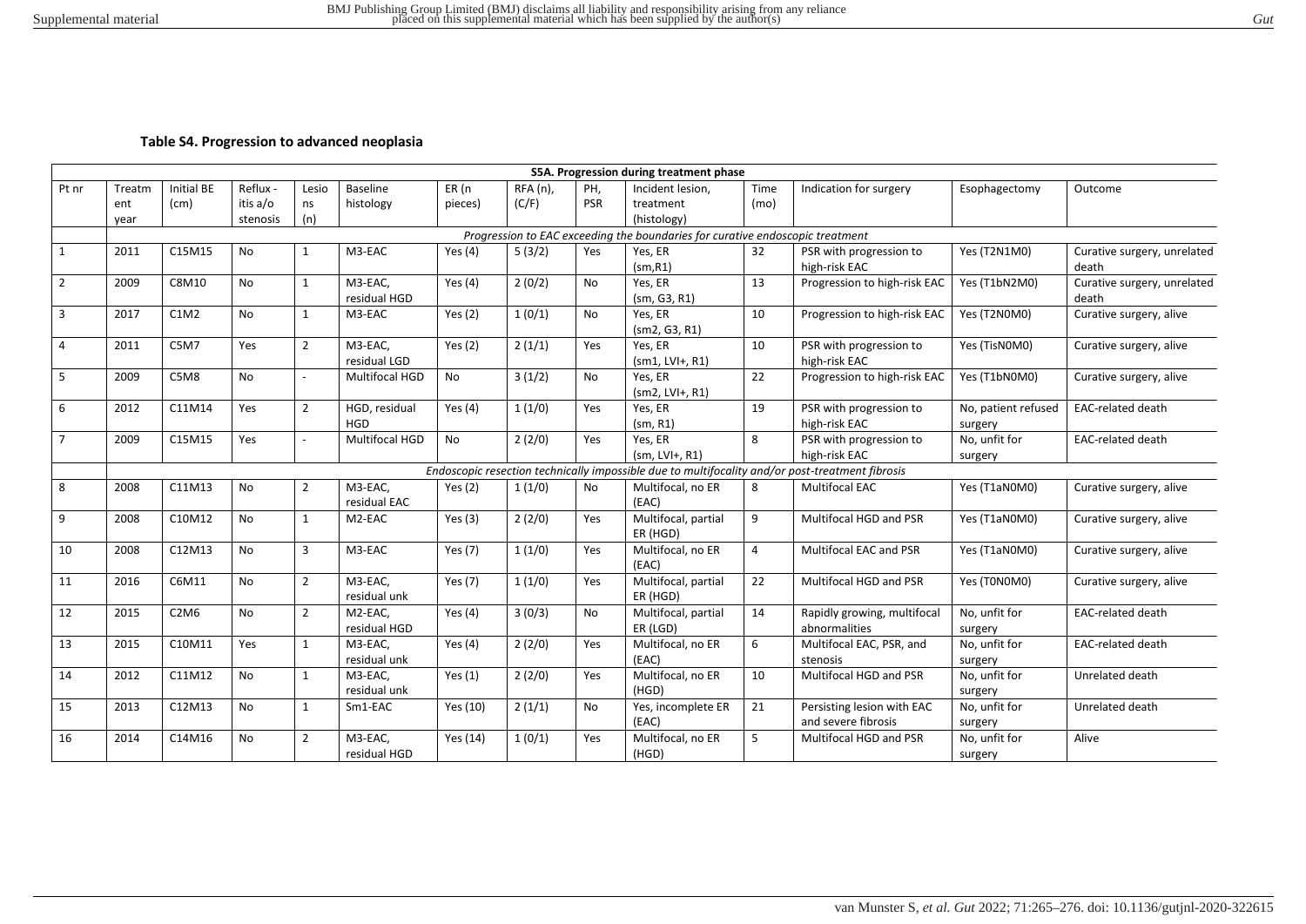### Table S4. Progression to advanced neoplasia

| S5A. Progression during treatment phase | | | | | | | | | | | | | |
|---|---|---|---|---|---|---|---|---|---|---|---|---|---|
| Pt nr | Treatment year | Initial BE (cm) | Reflux-itis a/o stenosis | Lesions (n) | Baseline histology | ER (n pieces) | RFA (n), (C/F) | PH, PSR | Incident lesion, treatment (histology) | Time (mo) | Indication for surgery | Esophagectomy | Outcome |
| | *Progression to EAC exceeding the boundaries for curative endoscopic treatment* | | | | | | | | | | | | |
| 1 | 2011 | C15M15 | No | 1 | M3-EAC | Yes (4) | 5 (3/2) | Yes | Yes, ER (sm,R1) | 32 | PSR with progression to high-risk EAC | Yes (T2N1M0) | Curative surgery, unrelated death |
| 2 | 2009 | C8M10 | No | 1 | M3-EAC, residual HGD | Yes (4) | 2 (0/2) | No | Yes, ER (sm, G3, R1) | 13 | Progression to high-risk EAC | Yes (T1bN2M0) | Curative surgery, unrelated death |
| 3 | 2017 | C1M2 | No | 1 | M3-EAC | Yes (2) | 1 (0/1) | No | Yes, ER (sm2, G3, R1) | 10 | Progression to high-risk EAC | Yes (T2N0M0) | Curative surgery, alive |
| 4 | 2011 | C5M7 | Yes | 2 | M3-EAC, residual LGD | Yes (2) | 2 (1/1) | Yes | Yes, ER (sm1, LVI+, R1) | 10 | PSR with progression to high-risk EAC | Yes (TisN0M0) | Curative surgery, alive |
| 5 | 2009 | C5M8 | No | - | Multifocal HGD | No | 3 (1/2) | No | Yes, ER (sm2, LVI+, R1) | 22 | Progression to high-risk EAC | Yes (T1bN0M0) | Curative surgery, alive |
| 6 | 2012 | C11M14 | Yes | 2 | HGD, residual HGD | Yes (4) | 1 (1/0) | Yes | Yes, ER (sm, R1) | 19 | PSR with progression to high-risk EAC | No, patient refused surgery | EAC-related death |
| 7 | 2009 | C15M15 | Yes | - | Multifocal HGD | No | 2 (2/0) | Yes | Yes, ER (sm, LVI+, R1) | 8 | PSR with progression to high-risk EAC | No, unfit for surgery | EAC-related death |
| | *Endoscopic resection technically impossible due to multifocality and/or post-treatment fibrosis* | | | | | | | | | | | | |
| 8 | 2008 | C11M13 | No | 2 | M3-EAC, residual EAC | Yes (2) | 1 (1/0) | No | Multifocal, no ER (EAC) | 8 | Multifocal EAC | Yes (T1aN0M0) | Curative surgery, alive |
| 9 | 2008 | C10M12 | No | 1 | M2-EAC | Yes (3) | 2 (2/0) | Yes | Multifocal, partial ER (HGD) | 9 | Multifocal HGD and PSR | Yes (T1aN0M0) | Curative surgery, alive |
| 10 | 2008 | C12M13 | No | 3 | M3-EAC | Yes (7) | 1 (1/0) | Yes | Multifocal, no ER (EAC) | 4 | Multifocal EAC and PSR | Yes (T1aN0M0) | Curative surgery, alive |
| 11 | 2016 | C6M11 | No | 2 | M3-EAC, residual unk | Yes (7) | 1 (1/0) | Yes | Multifocal, partial ER (HGD) | 22 | Multifocal HGD and PSR | Yes (T0N0M0) | Curative surgery, alive |
| 12 | 2015 | C2M6 | No | 2 | M2-EAC, residual HGD | Yes (4) | 3 (0/3) | No | Multifocal, partial ER (LGD) | 14 | Rapidly growing, multifocal abnormalities | No, unfit for surgery | EAC-related death |
| 13 | 2015 | C10M11 | Yes | 1 | M3-EAC, residual unk | Yes (4) | 2 (2/0) | Yes | Multifocal, no ER (EAC) | 6 | Multifocal EAC, PSR, and stenosis | No, unfit for surgery | EAC-related death |
| 14 | 2012 | C11M12 | No | 1 | M3-EAC, residual unk | Yes (1) | 2 (2/0) | Yes | Multifocal, no ER (HGD) | 10 | Multifocal HGD and PSR | No, unfit for surgery | Unrelated death |
| 15 | 2013 | C12M13 | No | 1 | Sm1-EAC | Yes (10) | 2 (1/1) | No | Yes, incomplete ER (EAC) | 21 | Persisting lesion with EAC and severe fibrosis | No, unfit for surgery | Unrelated death |
| 16 | 2014 | C14M16 | No | 2 | M3-EAC, residual HGD | Yes (14) | 1 (0/1) | Yes | Multifocal, no ER (HGD) | 5 | Multifocal HGD and PSR | No, unfit for surgery | Alive |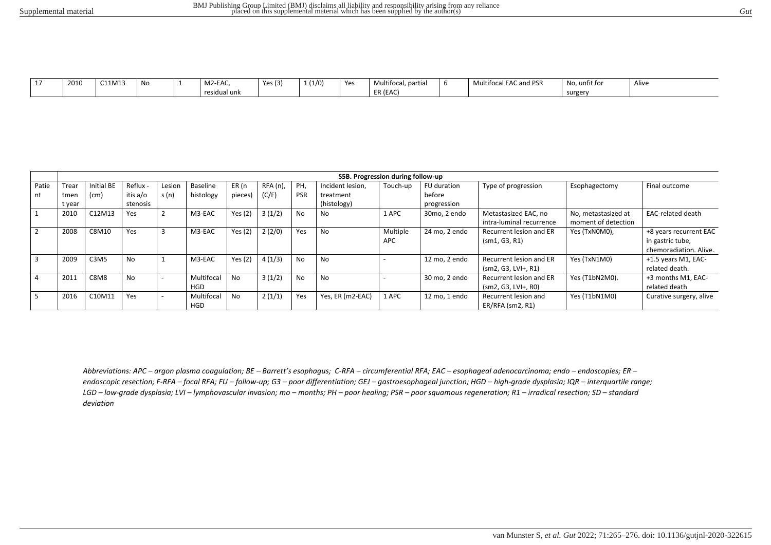| 17 | 2010 | C11M13 | No | 1 | M2-EAC, residual unk | Yes (3) | 1 (1/0) | Yes | Multifocal, partial ER (EAC) | 6 | Multifocal EAC and PSR | No, unfit for surgery | Alive |
|---|---|---|---|---|---|---|---|---|---|---|---|---|---|

| | **S5B. Progression during follow-up** | | | | | | | | | | | | | |
|---|---|---|---|---|---|---|---|---|---|---|---|---|---|---|
| Patient | Treatment year | Initial BE (cm) | Reflux -itis a/o stenosis | Lesions (n) | Baseline histology | ER (n pieces) | RFA (n), (C/F) | PH, PSR | Incident lesion, treatment (histology) | Touch-up | FU duration before progression | Type of progression | Esophagectomy | Final outcome |
| 1 | 2010 | C12M13 | Yes | 2 | M3-EAC | Yes (2) | 3 (1/2) | No | No | 1 APC | 30mo, 2 endo | Metastasized EAC, no intra-luminal recurrence | No, metastasized at moment of detection | EAC-related death |
| 2 | 2008 | C8M10 | Yes | 3 | M3-EAC | Yes (2) | 2 (2/0) | Yes | No | Multiple APC | 24 mo, 2 endo | Recurrent lesion and ER (sm1, G3, R1) | Yes (TxN0M0), | +8 years recurrent EAC in gastric tube, chemoradiation. Alive. |
| 3 | 2009 | C3M5 | No | 1 | M3-EAC | Yes (2) | 4 (1/3) | No | No | - | 12 mo, 2 endo | Recurrent lesion and ER (sm2, G3, LVI+, R1) | Yes (TxN1M0) | +1.5 years M1, EAC-related death. |
| 4 | 2011 | C8M8 | No | - | Multifocal HGD | No | 3 (1/2) | No | No | - | 30 mo, 2 endo | Recurrent lesion and ER (sm2, G3, LVI+, R0) | Yes (T1bN2M0). | +3 months M1, EAC-related death |
| 5 | 2016 | C10M11 | Yes | - | Multifocal HGD | No | 2 (1/1) | Yes | Yes, ER (m2-EAC) | 1 APC | 12 mo, 1 endo | Recurrent lesion and ER/RFA (sm2, R1) | Yes (T1bN1M0) | Curative surgery, alive |

*Abbreviations: APC – argon plasma coagulation; BE – Barrett's esophagus; C-RFA – circumferential RFA; EAC – esophageal adenocarcinoma; endo – endoscopies; ER – endoscopic resection; F-RFA – focal RFA; FU – follow-up; G3 – poor differentiation; GEJ – gastroesophageal junction; HGD – high-grade dysplasia; IQR – interquartile range; LGD – low-grade dysplasia; LVI – lymphovascular invasion; mo – months; PH – poor healing; PSR – poor squamous regeneration; R1 – irradical resection; SD – standard deviation*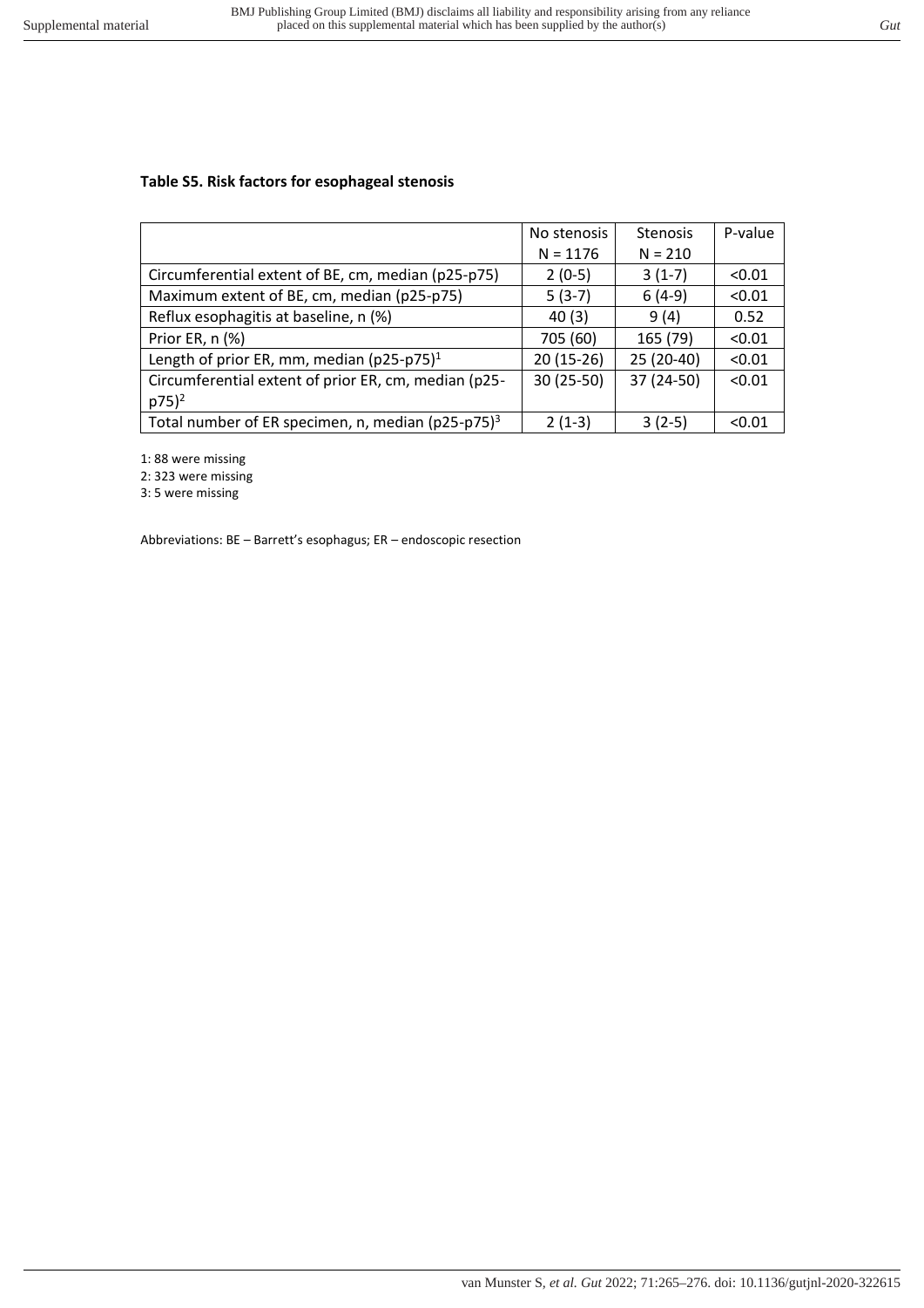**Table S5. Risk factors for esophageal stenosis**

| | No stenosis N = 1176 | Stenosis N = 210 | P-value |
|---|---|---|---|
| Circumferential extent of BE, cm, median (p25-p75) | 2 (0-5) | 3 (1-7) | <0.01 |
| Maximum extent of BE, cm, median (p25-p75) | 5 (3-7) | 6 (4-9) | <0.01 |
| Reflux esophagitis at baseline, n (%) | 40 (3) | 9 (4) | 0.52 |
| Prior ER, n (%) | 705 (60) | 165 (79) | <0.01 |
| Length of prior ER, mm, median (p25-p75)[1] | 20 (15-26) | 25 (20-40) | <0.01 |
| Circumferential extent of prior ER, cm, median (p25-p75)[2] | 30 (25-50) | 37 (24-50) | <0.01 |
| Total number of ER specimen, n, median (p25-p75)[3] | 2 (1-3) | 3 (2-5) | <0.01 |

1: 88 were missing

2: 323 were missing

3: 5 were missing

Abbreviations: BE – Barrett's esophagus; ER – endoscopic resection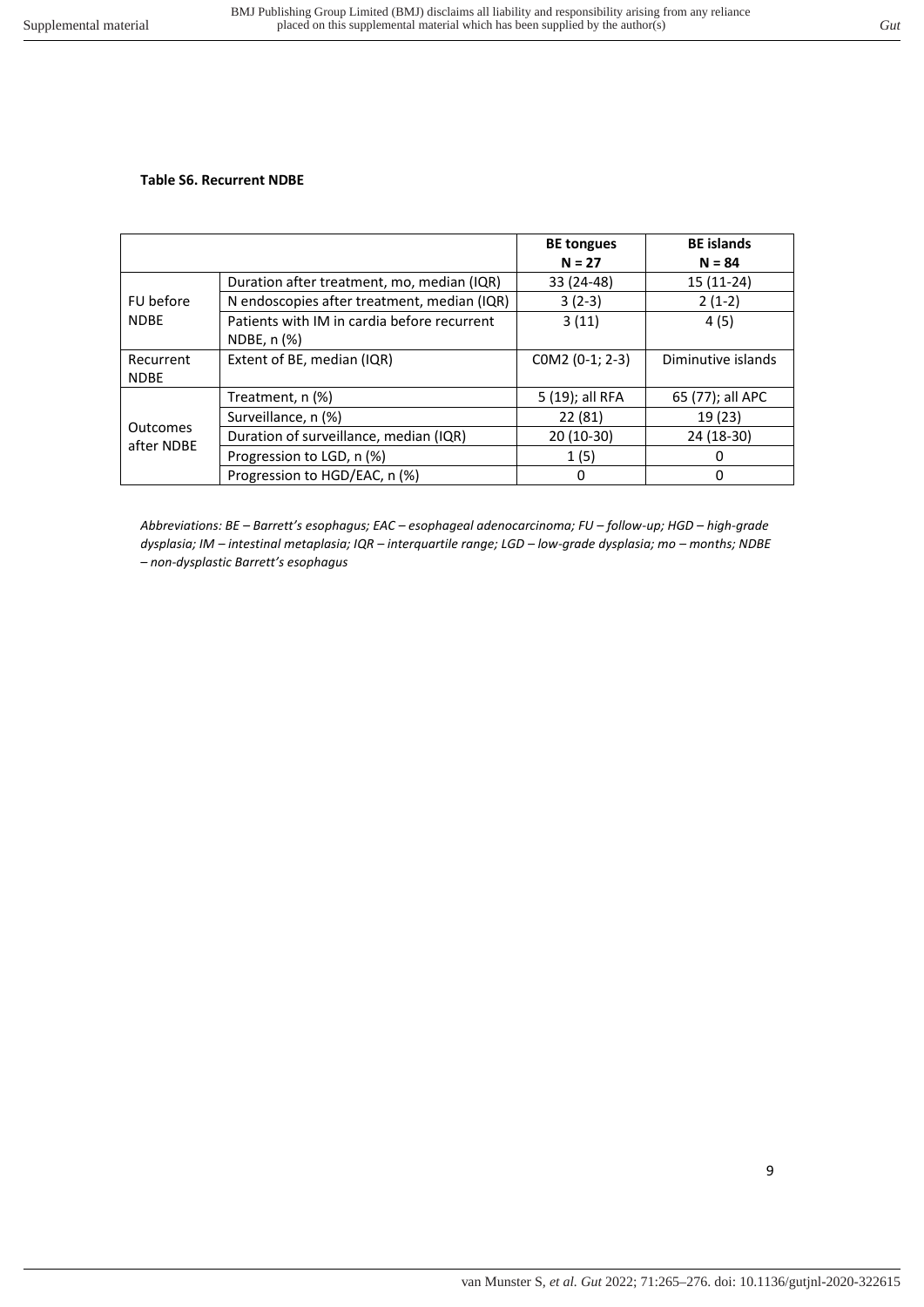**Table S6. Recurrent NDBE**

| | | BE tongues N = 27 | BE islands N = 84 |
|---|---|---|---|
| FU before NDBE | Duration after treatment, mo, median (IQR) | 33 (24-48) | 15 (11-24) |
| | N endoscopies after treatment, median (IQR) | 3 (2-3) | 2 (1-2) |
| | Patients with IM in cardia before recurrent NDBE, n (%) | 3 (11) | 4 (5) |
| Recurrent NDBE | Extent of BE, median (IQR) | C0M2 (0-1; 2-3) | Diminutive islands |
| Outcomes after NDBE | Treatment, n (%) | 5 (19); all RFA | 65 (77); all APC |
| | Surveillance, n (%) | 22 (81) | 19 (23) |
| | Duration of surveillance, median (IQR) | 20 (10-30) | 24 (18-30) |
| | Progression to LGD, n (%) | 1 (5) | 0 |
| | Progression to HGD/EAC, n (%) | 0 | 0 |

*Abbreviations: BE – Barrett's esophagus; EAC – esophageal adenocarcinoma; FU – follow-up; HGD – high-grade dysplasia; IM – intestinal metaplasia; IQR – interquartile range; LGD – low-grade dysplasia; mo – months; NDBE – non-dysplastic Barrett's esophagus*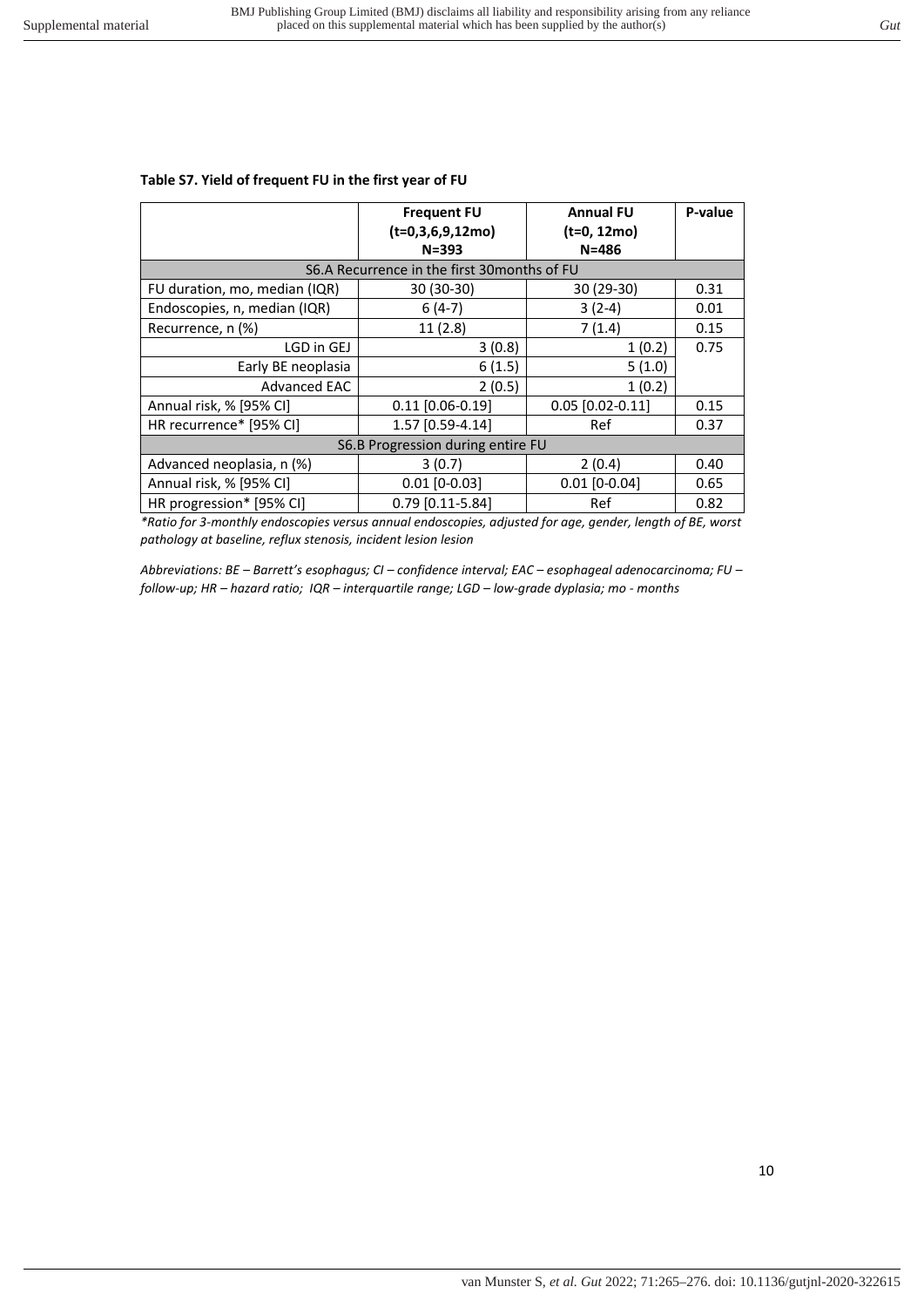**Table S7. Yield of frequent FU in the first year of FU**

| | Frequent FU (t=0,3,6,9,12mo) N=393 | Annual FU (t=0, 12mo) N=486 | P-value |
|---|---|---|---|
| S6.A Recurrence in the first 30months of FU | | | |
| FU duration, mo, median (IQR) | 30 (30-30) | 30 (29-30) | 0.31 |
| Endoscopies, n, median (IQR) | 6 (4-7) | 3 (2-4) | 0.01 |
| Recurrence, n (%) | 11 (2.8) | 7 (1.4) | 0.15 |
| LGD in GEJ | 3 (0.8) | 1 (0.2) | 0.75 |
| Early BE neoplasia | 6 (1.5) | 5 (1.0) | |
| Advanced EAC | 2 (0.5) | 1 (0.2) | |
| Annual risk, % [95% CI] | 0.11 [0.06-0.19] | 0.05 [0.02-0.11] | 0.15 |
| HR recurrence* [95% CI] | 1.57 [0.59-4.14] | Ref | 0.37 |
| S6.B Progression during entire FU | | | |
| Advanced neoplasia, n (%) | 3 (0.7) | 2 (0.4) | 0.40 |
| Annual risk, % [95% CI] | 0.01 [0-0.03] | 0.01 [0-0.04] | 0.65 |
| HR progression* [95% CI] | 0.79 [0.11-5.84] | Ref | 0.82 |

*\*Ratio for 3-monthly endoscopies versus annual endoscopies, adjusted for age, gender, length of BE, worst pathology at baseline, reflux stenosis, incident lesion lesion*

*Abbreviations: BE – Barrett's esophagus; CI – confidence interval; EAC – esophageal adenocarcinoma; FU – follow-up; HR – hazard ratio; IQR – interquartile range; LGD – low-grade dyplasia; mo - months*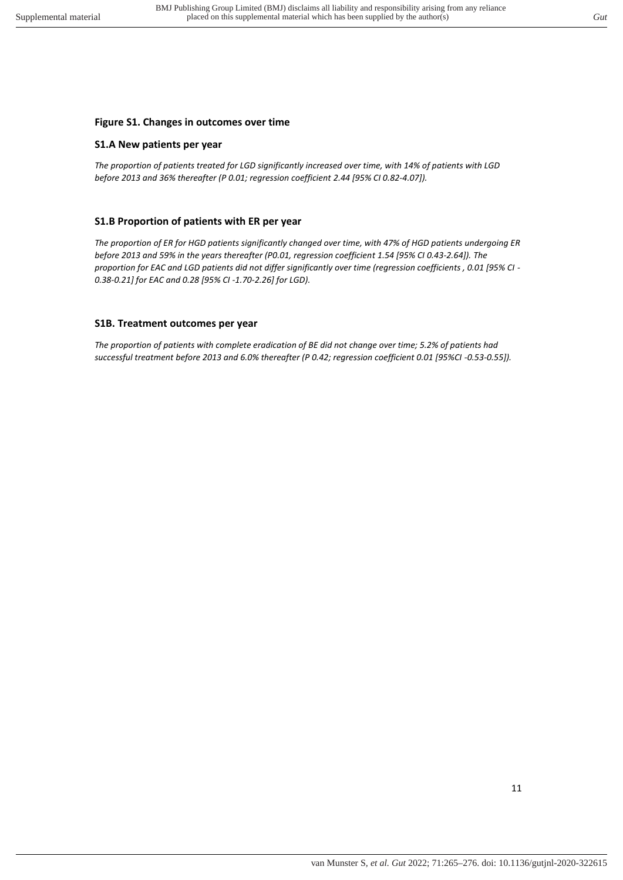## Figure S1. Changes in outcomes over time

### S1.A New patients per year

*The proportion of patients treated for LGD significantly increased over time, with 14% of patients with LGD before 2013 and 36% thereafter (P 0.01; regression coefficient 2.44 [95% CI 0.82-4.07]).*

### S1.B Proportion of patients with ER per year

*The proportion of ER for HGD patients significantly changed over time, with 47% of HGD patients undergoing ER before 2013 and 59% in the years thereafter (P0.01, regression coefficient 1.54 [95% CI 0.43-2.64]). The proportion for EAC and LGD patients did not differ significantly over time (regression coefficients , 0.01 [95% CI -0.38-0.21] for EAC and 0.28 [95% CI -1.70-2.26] for LGD).*

### S1B. Treatment outcomes per year

*The proportion of patients with complete eradication of BE did not change over time; 5.2% of patients had successful treatment before 2013 and 6.0% thereafter (P 0.42; regression coefficient 0.01 [95%CI -0.53-0.55]).*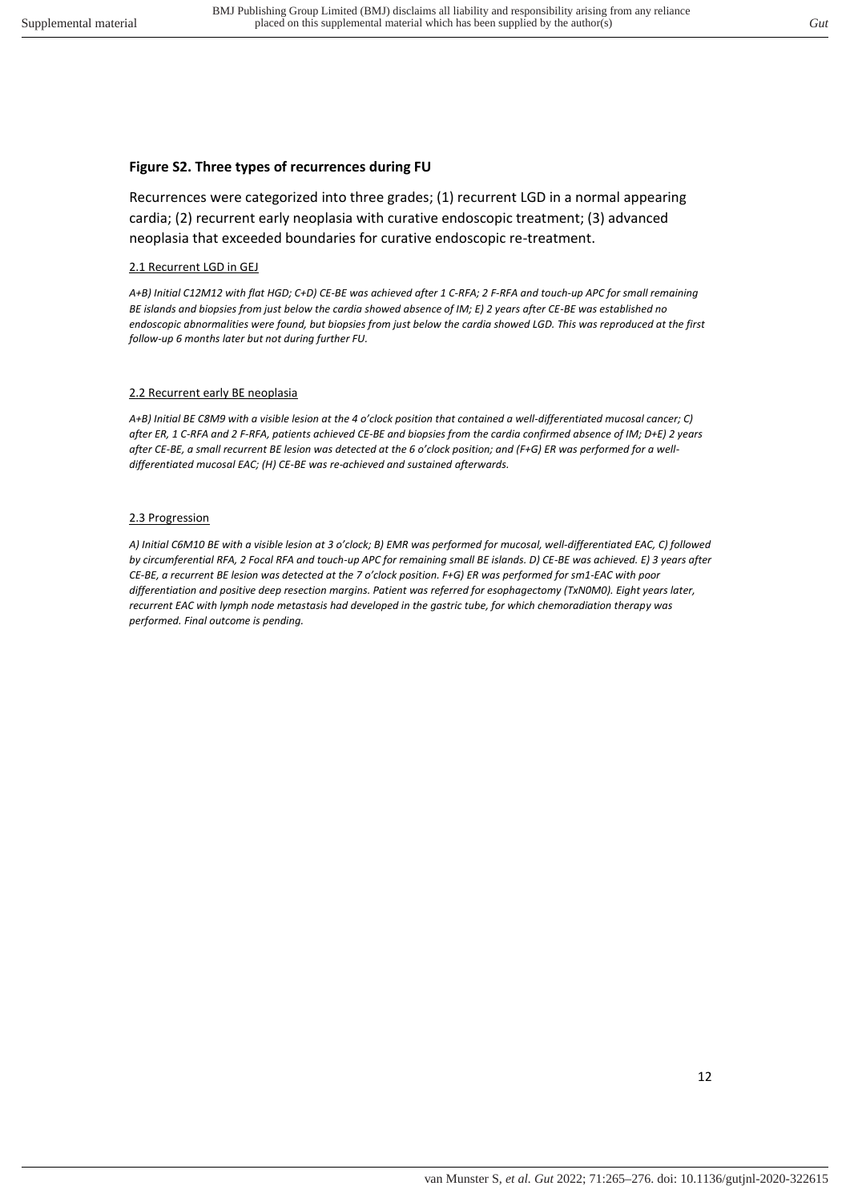## Figure S2. Three types of recurrences during FU

Recurrences were categorized into three grades; (1) recurrent LGD in a normal appearing cardia; (2) recurrent early neoplasia with curative endoscopic treatment; (3) advanced neoplasia that exceeded boundaries for curative endoscopic re-treatment.

### 2.1 Recurrent LGD in GEJ

*A+B) Initial C12M12 with flat HGD; C+D) CE-BE was achieved after 1 C-RFA; 2 F-RFA and touch-up APC for small remaining BE islands and biopsies from just below the cardia showed absence of IM; E) 2 years after CE-BE was established no endoscopic abnormalities were found, but biopsies from just below the cardia showed LGD. This was reproduced at the first follow-up 6 months later but not during further FU.*

### 2.2 Recurrent early BE neoplasia

*A+B) Initial BE C8M9 with a visible lesion at the 4 o'clock position that contained a well-differentiated mucosal cancer; C) after ER, 1 C-RFA and 2 F-RFA, patients achieved CE-BE and biopsies from the cardia confirmed absence of IM; D+E) 2 years after CE-BE, a small recurrent BE lesion was detected at the 6 o'clock position; and (F+G) ER was performed for a well-differentiated mucosal EAC; (H) CE-BE was re-achieved and sustained afterwards.*

### 2.3 Progression

*A) Initial C6M10 BE with a visible lesion at 3 o'clock; B) EMR was performed for mucosal, well-differentiated EAC, C) followed by circumferential RFA, 2 Focal RFA and touch-up APC for remaining small BE islands. D) CE-BE was achieved. E) 3 years after CE-BE, a recurrent BE lesion was detected at the 7 o'clock position. F+G) ER was performed for sm1-EAC with poor differentiation and positive deep resection margins. Patient was referred for esophagectomy (TxN0M0). Eight years later, recurrent EAC with lymph node metastasis had developed in the gastric tube, for which chemoradiation therapy was performed. Final outcome is pending.*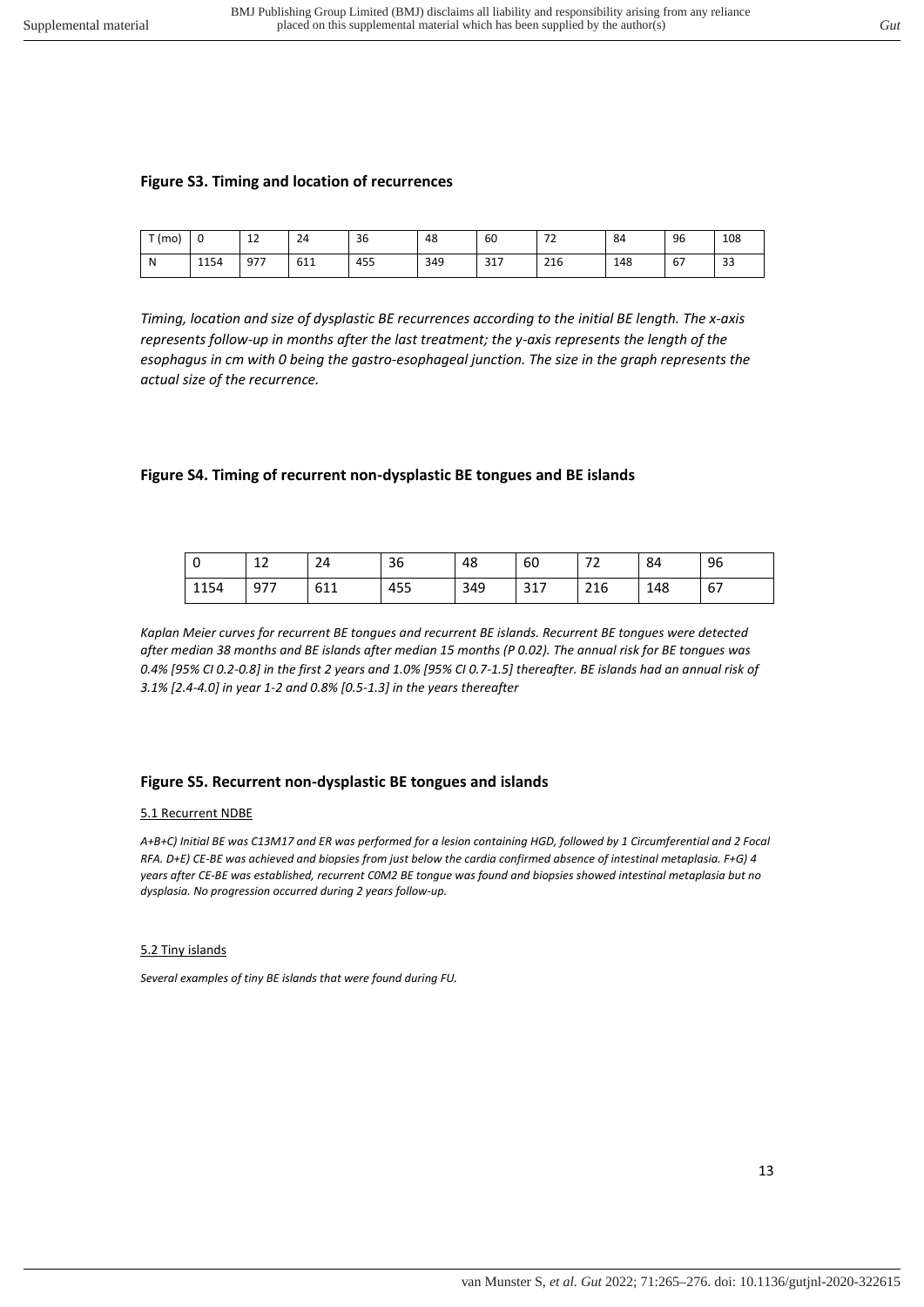### Figure S3. Timing and location of recurrences

| T (mo) | 0 | 12 | 24 | 36 | 48 | 60 | 72 | 84 | 96 | 108 |
|---|---|---|---|---|---|---|---|---|---|---|
| N | 1154 | 977 | 611 | 455 | 349 | 317 | 216 | 148 | 67 | 33 |

*Timing, location and size of dysplastic BE recurrences according to the initial BE length. The x-axis represents follow-up in months after the last treatment; the y-axis represents the length of the esophagus in cm with 0 being the gastro-esophageal junction. The size in the graph represents the actual size of the recurrence.*

### Figure S4. Timing of recurrent non-dysplastic BE tongues and BE islands

| 0 | 12 | 24 | 36 | 48 | 60 | 72 | 84 | 96 |
|---|---|---|---|---|---|---|---|---|
| 1154 | 977 | 611 | 455 | 349 | 317 | 216 | 148 | 67 |

*Kaplan Meier curves for recurrent BE tongues and recurrent BE islands. Recurrent BE tongues were detected after median 38 months and BE islands after median 15 months (P 0.02). The annual risk for BE tongues was 0.4% [95% CI 0.2-0.8] in the first 2 years and 1.0% [95% CI 0.7-1.5] thereafter. BE islands had an annual risk of 3.1% [2.4-4.0] in year 1-2 and 0.8% [0.5-1.3] in the years thereafter*

### Figure S5. Recurrent non-dysplastic BE tongues and islands

5.1 Recurrent NDBE

*A+B+C) Initial BE was C13M17 and ER was performed for a lesion containing HGD, followed by 1 Circumferential and 2 Focal RFA. D+E) CE-BE was achieved and biopsies from just below the cardia confirmed absence of intestinal metaplasia. F+G) 4 years after CE-BE was established, recurrent C0M2 BE tongue was found and biopsies showed intestinal metaplasia but no dysplasia. No progression occurred during 2 years follow-up.*

5.2 Tiny islands

*Several examples of tiny BE islands that were found during FU.*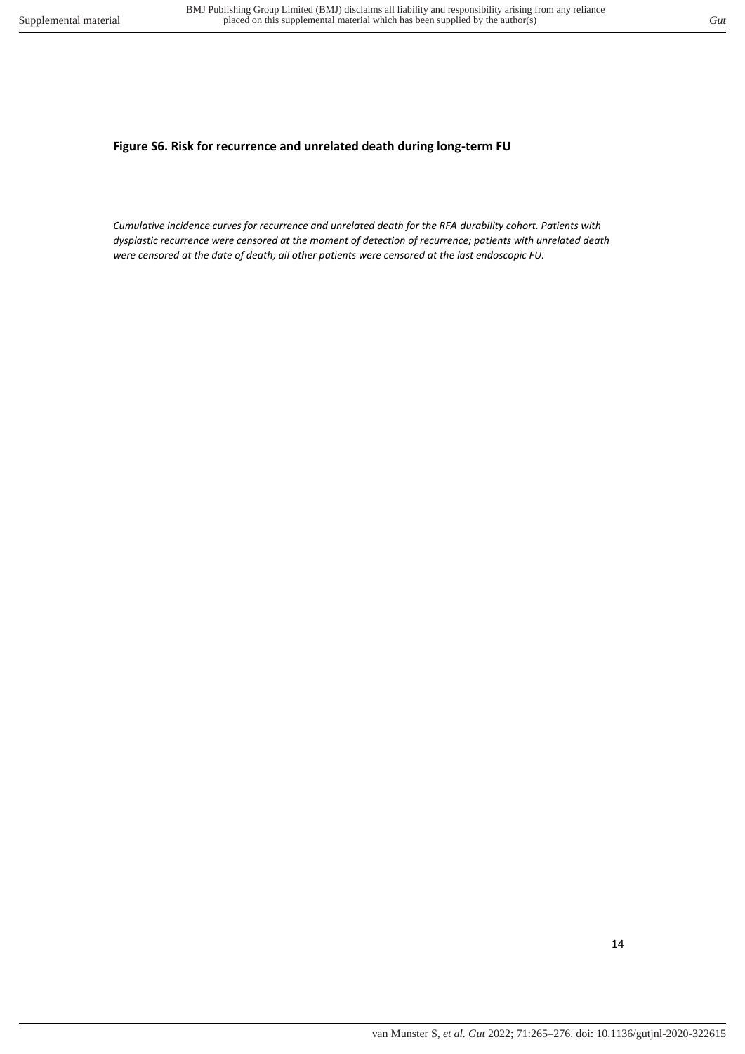**Figure S6. Risk for recurrence and unrelated death during long-term FU**

*Cumulative incidence curves for recurrence and unrelated death for the RFA durability cohort. Patients with dysplastic recurrence were censored at the moment of detection of recurrence; patients with unrelated death were censored at the date of death; all other patients were censored at the last endoscopic FU.*